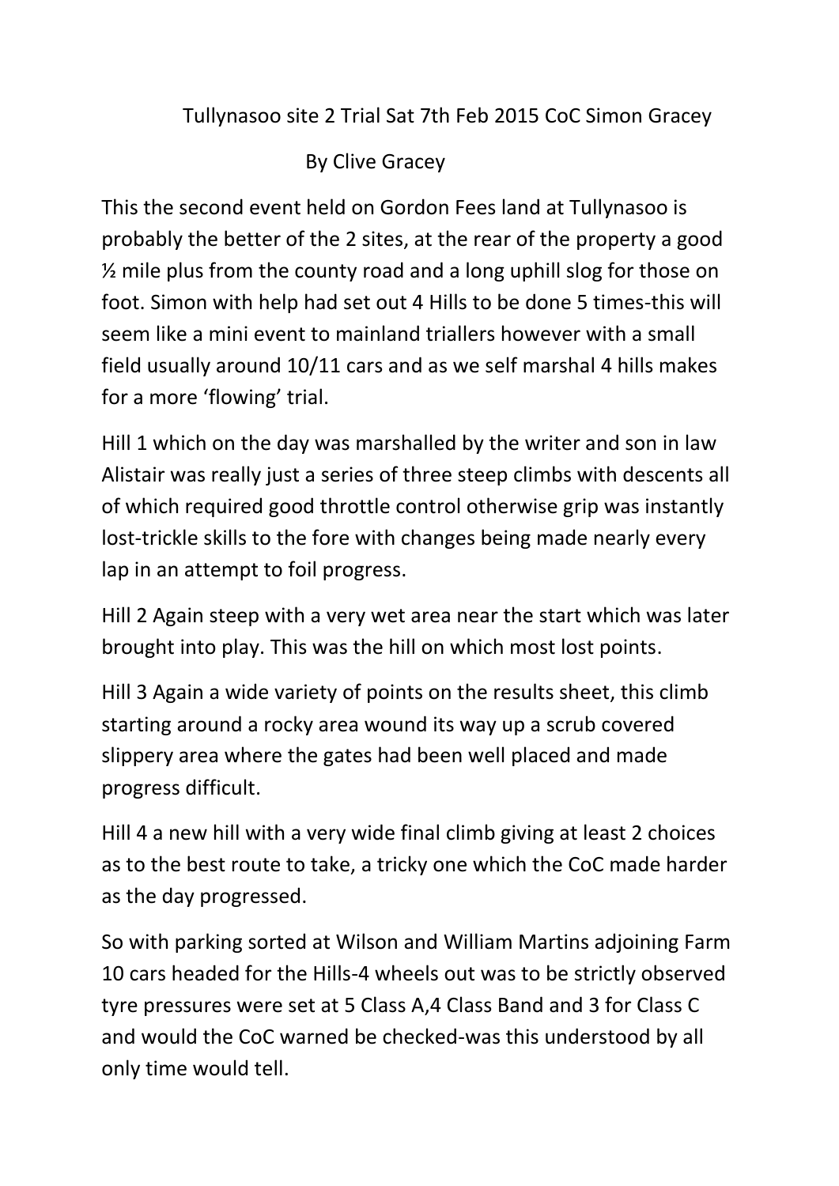# Tullynasoo site 2 Trial Sat 7th Feb 2015 CoC Simon Gracey

By Clive Gracey

This the second event held on Gordon Fees land at Tullynasoo is probably the better of the 2 sites, at the rear of the property a good ½ mile plus from the county road and a long uphill slog for those on foot. Simon with help had set out 4 Hills to be done 5 times-this will seem like a mini event to mainland triallers however with a small field usually around 10/11 cars and as we self marshal 4 hills makes for a more 'flowing' trial.

Hill 1 which on the day was marshalled by the writer and son in law Alistair was really just a series of three steep climbs with descents all of which required good throttle control otherwise grip was instantly lost-trickle skills to the fore with changes being made nearly every lap in an attempt to foil progress.

Hill 2 Again steep with a very wet area near the start which was later brought into play. This was the hill on which most lost points.

Hill 3 Again a wide variety of points on the results sheet, this climb starting around a rocky area wound its way up a scrub covered slippery area where the gates had been well placed and made progress difficult.

Hill 4 a new hill with a very wide final climb giving at least 2 choices as to the best route to take, a tricky one which the CoC made harder as the day progressed.

So with parking sorted at Wilson and William Martins adjoining Farm 10 cars headed for the Hills-4 wheels out was to be strictly observed tyre pressures were set at 5 Class A,4 Class Band and 3 for Class C and would the CoC warned be checked-was this understood by all only time would tell.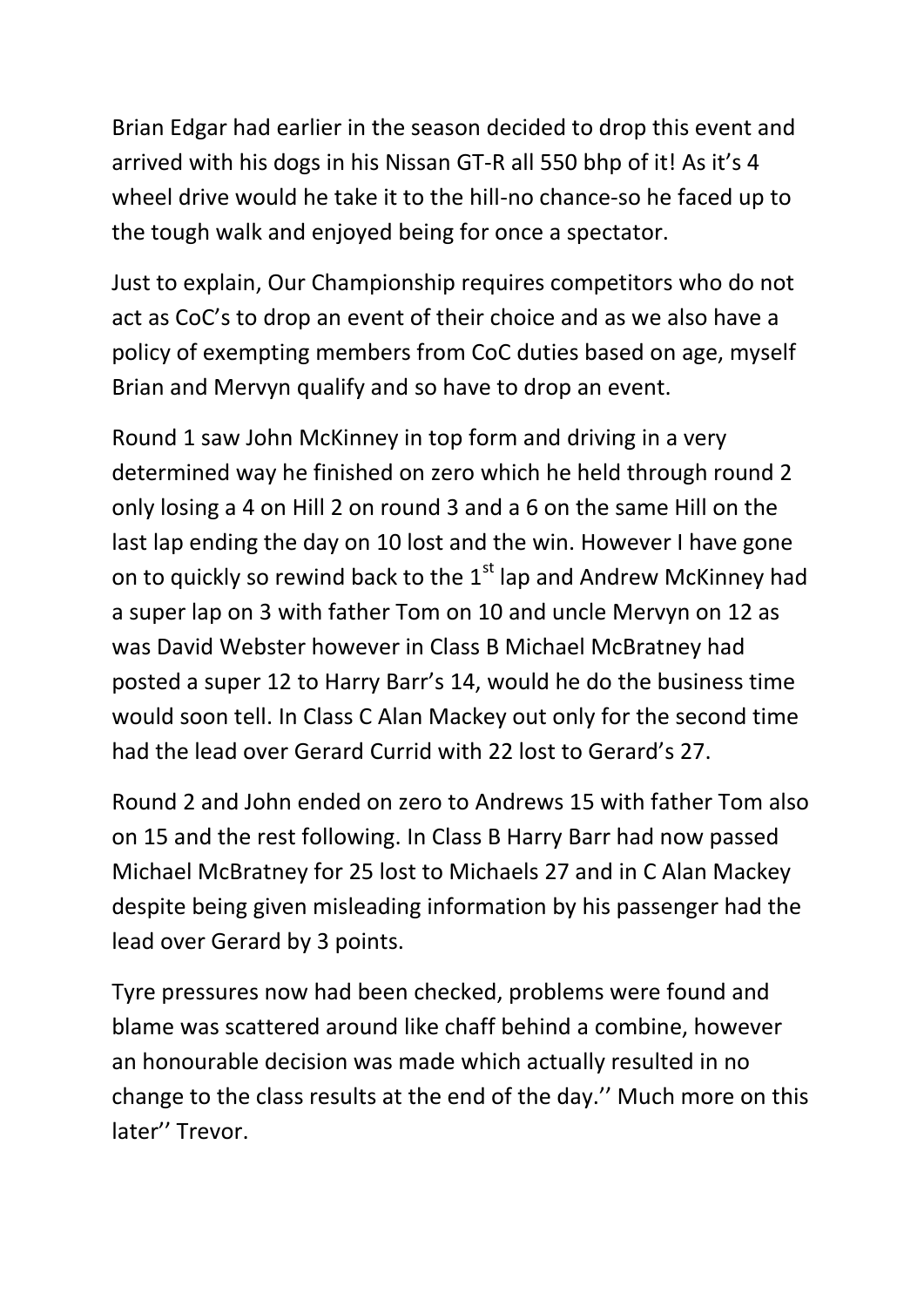Brian Edgar had earlier in the season decided to drop this event and arrived with his dogs in his Nissan GT-R all 550 bhp of it! As it's 4 wheel drive would he take it to the hill-no chance-so he faced up to the tough walk and enjoyed being for once a spectator.

Just to explain, Our Championship requires competitors who do not act as CoC's to drop an event of their choice and as we also have a policy of exempting members from CoC duties based on age, myself Brian and Mervyn qualify and so have to drop an event.

Round 1 saw John McKinney in top form and driving in a very determined way he finished on zero which he held through round 2 only losing a 4 on Hill 2 on round 3 and a 6 on the same Hill on the last lap ending the day on 10 lost and the win. However I have gone on to quickly so rewind back to the 1st lap and Andrew McKinney had a super lap on 3 with father Tom on 10 and uncle Mervyn on 12 as was David Webster however in Class B Michael McBratney had posted a super 12 to Harry Barr's 14, would he do the business time would soon tell. In Class C Alan Mackey out only for the second time had the lead over Gerard Currid with 22 lost to Gerard's 27.

Round 2 and John ended on zero to Andrews 15 with father Tom also on 15 and the rest following. In Class B Harry Barr had now passed Michael McBratney for 25 lost to Michaels 27 and in C Alan Mackey despite being given misleading information by his passenger had the lead over Gerard by 3 points.

Tyre pressures now had been checked, problems were found and blame was scattered around like chaff behind a combine, however an honourable decision was made which actually resulted in no change to the class results at the end of the day.'' Much more on this later'' Trevor.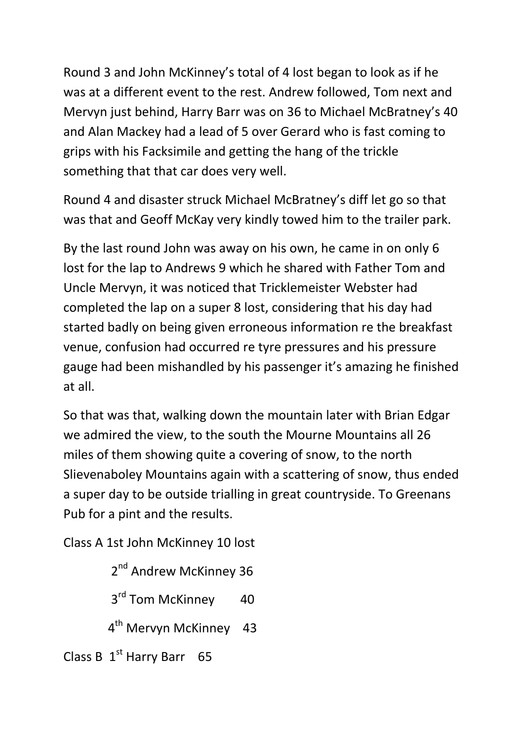Round 3 and John McKinney's total of 4 lost began to look as if he was at a different event to the rest. Andrew followed, Tom next and Mervyn just behind, Harry Barr was on 36 to Michael McBratney's 40 and Alan Mackey had a lead of 5 over Gerard who is fast coming to grips with his Facksimile and getting the hang of the trickle something that that car does very well.

Round 4 and disaster struck Michael McBratney's diff let go so that was that and Geoff McKay very kindly towed him to the trailer park.

By the last round John was away on his own, he came in on only 6 lost for the lap to Andrews 9 which he shared with Father Tom and Uncle Mervyn, it was noticed that Tricklemeister Webster had completed the lap on a super 8 lost, considering that his day had started badly on being given erroneous information re the breakfast venue, confusion had occurred re tyre pressures and his pressure gauge had been mishandled by his passenger it's amazing he finished at all.

So that was that, walking down the mountain later with Brian Edgar we admired the view, to the south the Mourne Mountains all 26 miles of them showing quite a covering of snow, to the north Slievenaboley Mountains again with a scattering of snow, thus ended a super day to be outside trialling in great countryside. To Greenans Pub for a pint and the results.

Class A 1st John McKinney 10 lost

2nd Andrew McKinney 36

3rd Tom McKinney 40

4th Mervyn McKinney 43

Class B 1st Harry Barr 65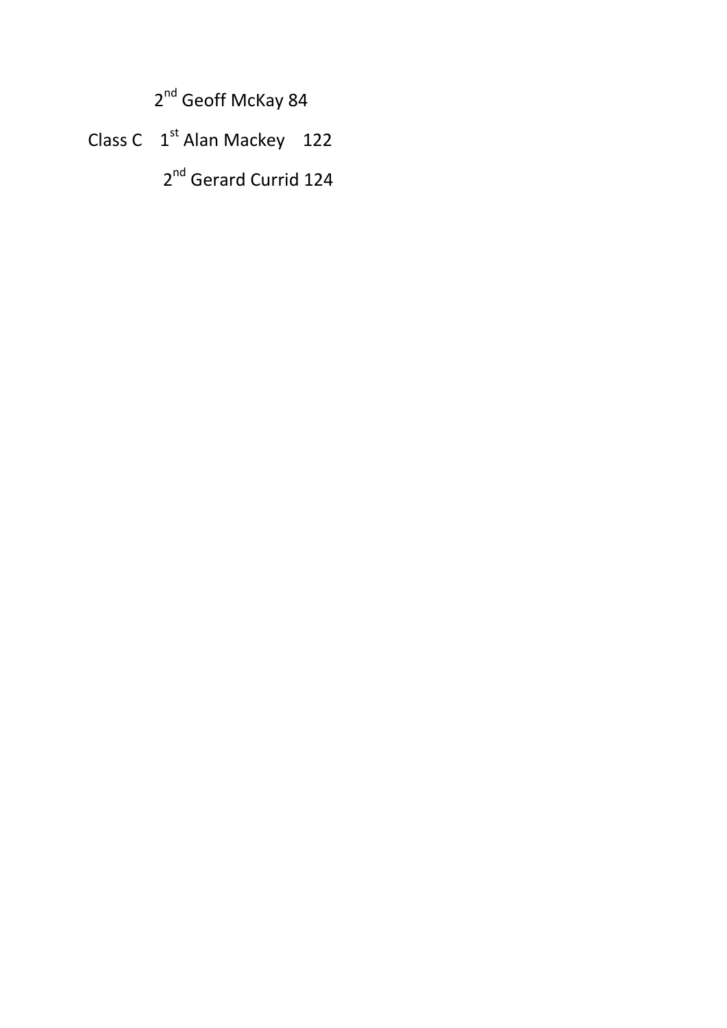2nd Geoff McKay 84

Class C 1st Alan Mackey 122

2nd Gerard Currid 124